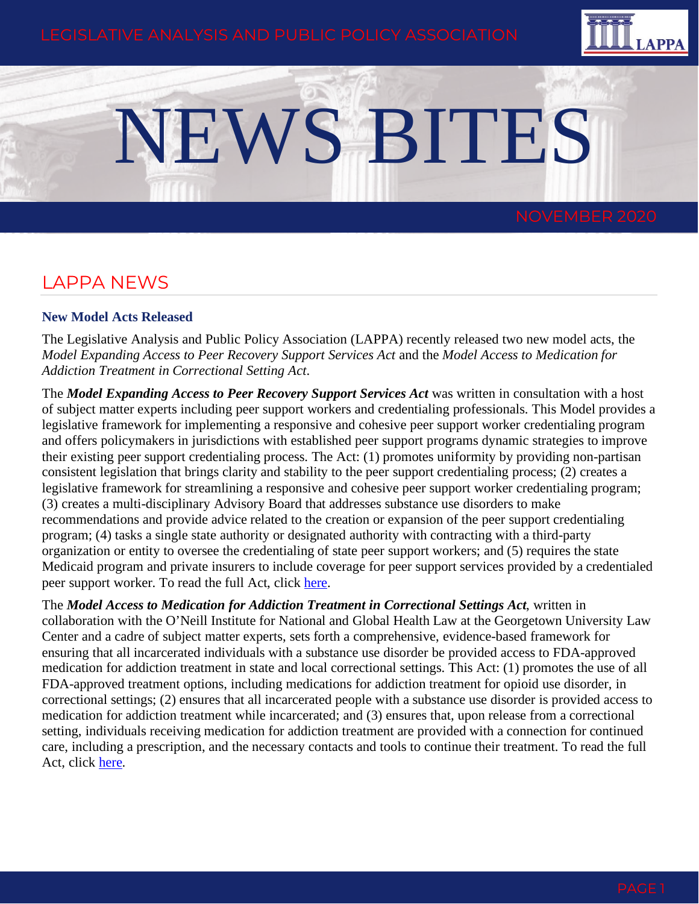LEGISLATIVE ANALYSIS AND PUBLIC POLICY ASSOCIATION

# NEWS BITES

NOVEMBER 2020

## LAPPA NEWS

### New Model Acts Released

The Legislative Analysis and Public Policy Association (LAPPA) recently released two new model acts, the *Model Expanding Access to Peer Recovery Support Services Act* and the *Model Access to Medication for Addiction Treatment in Correctional Setting Act*.

The ***Model Expanding Access to Peer Recovery Support Services Act*** was written in consultation with a host of subject matter experts including peer support workers and credentialing professionals. This Model provides a legislative framework for implementing a responsive and cohesive peer support worker credentialing program and offers policymakers in jurisdictions with established peer support programs dynamic strategies to improve their existing peer support credentialing process. The Act: (1) promotes uniformity by providing non-partisan consistent legislation that brings clarity and stability to the peer support credentialing process; (2) creates a legislative framework for streamlining a responsive and cohesive peer support worker credentialing program; (3) creates a multi-disciplinary Advisory Board that addresses substance use disorders to make recommendations and provide advice related to the creation or expansion of the peer support credentialing program; (4) tasks a single state authority or designated authority with contracting with a third-party organization or entity to oversee the credentialing of state peer support workers; and (5) requires the state Medicaid program and private insurers to include coverage for peer support services provided by a credentialed peer support worker. To read the full Act, click here.

The ***Model Access to Medication for Addiction Treatment in Correctional Settings Act***, written in collaboration with the O'Neill Institute for National and Global Health Law at the Georgetown University Law Center and a cadre of subject matter experts, sets forth a comprehensive, evidence-based framework for ensuring that all incarcerated individuals with a substance use disorder be provided access to FDA-approved medication for addiction treatment in state and local correctional settings. This Act: (1) promotes the use of all FDA-approved treatment options, including medications for addiction treatment for opioid use disorder, in correctional settings; (2) ensures that all incarcerated people with a substance use disorder is provided access to medication for addiction treatment while incarcerated; and (3) ensures that, upon release from a correctional setting, individuals receiving medication for addiction treatment are provided with a connection for continued care, including a prescription, and the necessary contacts and tools to continue their treatment. To read the full Act, click here.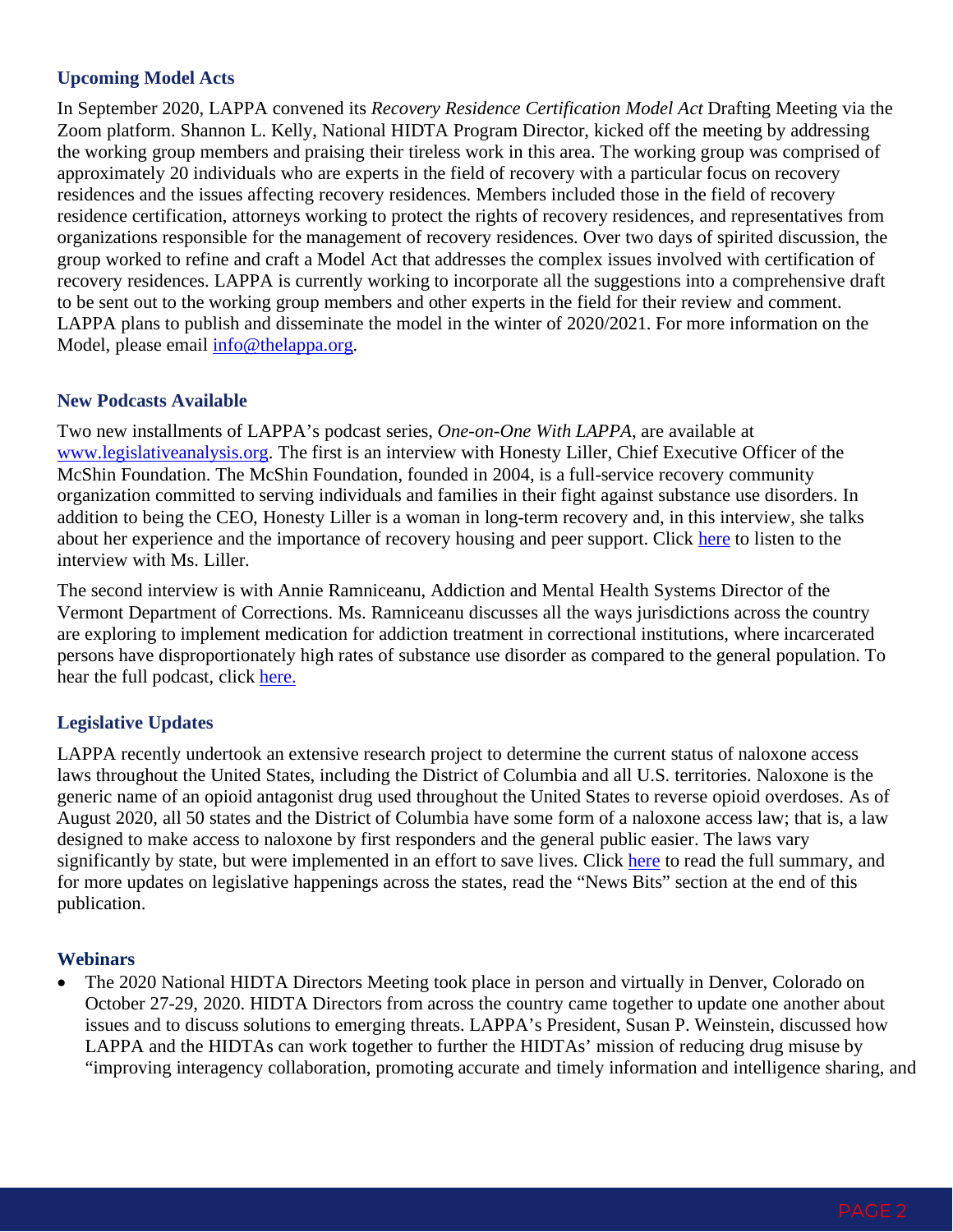### Upcoming Model Acts

In September 2020, LAPPA convened its *Recovery Residence Certification Model Act* Drafting Meeting via the Zoom platform. Shannon L. Kelly, National HIDTA Program Director, kicked off the meeting by addressing the working group members and praising their tireless work in this area. The working group was comprised of approximately 20 individuals who are experts in the field of recovery with a particular focus on recovery residences and the issues affecting recovery residences. Members included those in the field of recovery residence certification, attorneys working to protect the rights of recovery residences, and representatives from organizations responsible for the management of recovery residences. Over two days of spirited discussion, the group worked to refine and craft a Model Act that addresses the complex issues involved with certification of recovery residences. LAPPA is currently working to incorporate all the suggestions into a comprehensive draft to be sent out to the working group members and other experts in the field for their review and comment. LAPPA plans to publish and disseminate the model in the winter of 2020/2021. For more information on the Model, please email info@thelappa.org.

### New Podcasts Available

Two new installments of LAPPA's podcast series, *One-on-One With LAPPA*, are available at www.legislativeanalysis.org. The first is an interview with Honesty Liller, Chief Executive Officer of the McShin Foundation. The McShin Foundation, founded in 2004, is a full-service recovery community organization committed to serving individuals and families in their fight against substance use disorders. In addition to being the CEO, Honesty Liller is a woman in long-term recovery and, in this interview, she talks about her experience and the importance of recovery housing and peer support. Click here to listen to the interview with Ms. Liller.

The second interview is with Annie Ramniceanu, Addiction and Mental Health Systems Director of the Vermont Department of Corrections. Ms. Ramniceanu discusses all the ways jurisdictions across the country are exploring to implement medication for addiction treatment in correctional institutions, where incarcerated persons have disproportionately high rates of substance use disorder as compared to the general population. To hear the full podcast, click here.

### Legislative Updates

LAPPA recently undertook an extensive research project to determine the current status of naloxone access laws throughout the United States, including the District of Columbia and all U.S. territories. Naloxone is the generic name of an opioid antagonist drug used throughout the United States to reverse opioid overdoses. As of August 2020, all 50 states and the District of Columbia have some form of a naloxone access law; that is, a law designed to make access to naloxone by first responders and the general public easier. The laws vary significantly by state, but were implemented in an effort to save lives. Click here to read the full summary, and for more updates on legislative happenings across the states, read the "News Bits" section at the end of this publication.

### Webinars

- The 2020 National HIDTA Directors Meeting took place in person and virtually in Denver, Colorado on October 27-29, 2020. HIDTA Directors from across the country came together to update one another about issues and to discuss solutions to emerging threats. LAPPA's President, Susan P. Weinstein, discussed how LAPPA and the HIDTAs can work together to further the HIDTAs' mission of reducing drug misuse by "improving interagency collaboration, promoting accurate and timely information and intelligence sharing, and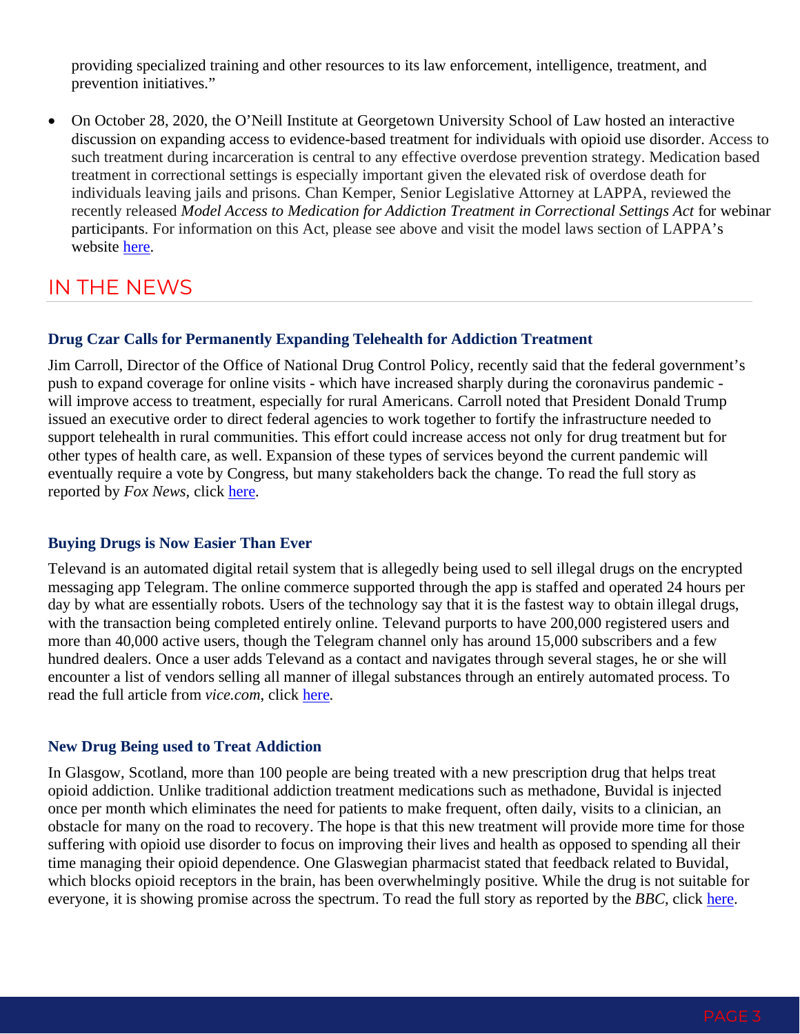providing specialized training and other resources to its law enforcement, intelligence, treatment, and prevention initiatives."

- On October 28, 2020, the O'Neill Institute at Georgetown University School of Law hosted an interactive discussion on expanding access to evidence-based treatment for individuals with opioid use disorder. Access to such treatment during incarceration is central to any effective overdose prevention strategy. Medication based treatment in correctional settings is especially important given the elevated risk of overdose death for individuals leaving jails and prisons. Chan Kemper, Senior Legislative Attorney at LAPPA, reviewed the recently released *Model Access to Medication for Addiction Treatment in Correctional Settings Act* for webinar participants. For information on this Act, please see above and visit the model laws section of LAPPA's website here.

## IN THE NEWS

### Drug Czar Calls for Permanently Expanding Telehealth for Addiction Treatment

Jim Carroll, Director of the Office of National Drug Control Policy, recently said that the federal government's push to expand coverage for online visits - which have increased sharply during the coronavirus pandemic - will improve access to treatment, especially for rural Americans. Carroll noted that President Donald Trump issued an executive order to direct federal agencies to work together to fortify the infrastructure needed to support telehealth in rural communities. This effort could increase access not only for drug treatment but for other types of health care, as well. Expansion of these types of services beyond the current pandemic will eventually require a vote by Congress, but many stakeholders back the change. To read the full story as reported by *Fox News*, click here.

### Buying Drugs is Now Easier Than Ever

Televand is an automated digital retail system that is allegedly being used to sell illegal drugs on the encrypted messaging app Telegram. The online commerce supported through the app is staffed and operated 24 hours per day by what are essentially robots. Users of the technology say that it is the fastest way to obtain illegal drugs, with the transaction being completed entirely online. Televand purports to have 200,000 registered users and more than 40,000 active users, though the Telegram channel only has around 15,000 subscribers and a few hundred dealers. Once a user adds Televand as a contact and navigates through several stages, he or she will encounter a list of vendors selling all manner of illegal substances through an entirely automated process. To read the full article from *vice.com*, click here.

### New Drug Being used to Treat Addiction

In Glasgow, Scotland, more than 100 people are being treated with a new prescription drug that helps treat opioid addiction. Unlike traditional addiction treatment medications such as methadone, Buvidal is injected once per month which eliminates the need for patients to make frequent, often daily, visits to a clinician, an obstacle for many on the road to recovery. The hope is that this new treatment will provide more time for those suffering with opioid use disorder to focus on improving their lives and health as opposed to spending all their time managing their opioid dependence. One Glaswegian pharmacist stated that feedback related to Buvidal, which blocks opioid receptors in the brain, has been overwhelmingly positive. While the drug is not suitable for everyone, it is showing promise across the spectrum. To read the full story as reported by the *BBC*, click here.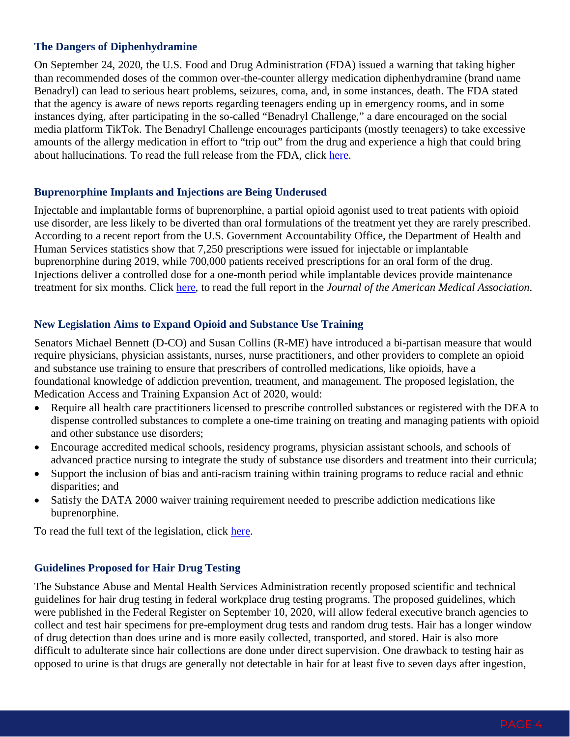### The Dangers of Diphenhydramine

On September 24, 2020, the U.S. Food and Drug Administration (FDA) issued a warning that taking higher than recommended doses of the common over-the-counter allergy medication diphenhydramine (brand name Benadryl) can lead to serious heart problems, seizures, coma, and, in some instances, death. The FDA stated that the agency is aware of news reports regarding teenagers ending up in emergency rooms, and in some instances dying, after participating in the so-called "Benadryl Challenge," a dare encouraged on the social media platform TikTok. The Benadryl Challenge encourages participants (mostly teenagers) to take excessive amounts of the allergy medication in effort to "trip out" from the drug and experience a high that could bring about hallucinations. To read the full release from the FDA, click here.

### Buprenorphine Implants and Injections are Being Underused

Injectable and implantable forms of buprenorphine, a partial opioid agonist used to treat patients with opioid use disorder, are less likely to be diverted than oral formulations of the treatment yet they are rarely prescribed. According to a recent report from the U.S. Government Accountability Office, the Department of Health and Human Services statistics show that 7,250 prescriptions were issued for injectable or implantable buprenorphine during 2019, while 700,000 patients received prescriptions for an oral form of the drug. Injections deliver a controlled dose for a one-month period while implantable devices provide maintenance treatment for six months. Click here, to read the full report in the *Journal of the American Medical Association*.

### New Legislation Aims to Expand Opioid and Substance Use Training

Senators Michael Bennett (D-CO) and Susan Collins (R-ME) have introduced a bi-partisan measure that would require physicians, physician assistants, nurses, nurse practitioners, and other providers to complete an opioid and substance use training to ensure that prescribers of controlled medications, like opioids, have a foundational knowledge of addiction prevention, treatment, and management. The proposed legislation, the Medication Access and Training Expansion Act of 2020, would:

- Require all health care practitioners licensed to prescribe controlled substances or registered with the DEA to dispense controlled substances to complete a one-time training on treating and managing patients with opioid and other substance use disorders;
- Encourage accredited medical schools, residency programs, physician assistant schools, and schools of advanced practice nursing to integrate the study of substance use disorders and treatment into their curricula;
- Support the inclusion of bias and anti-racism training within training programs to reduce racial and ethnic disparities; and
- Satisfy the DATA 2000 waiver training requirement needed to prescribe addiction medications like buprenorphine.

To read the full text of the legislation, click here.

### Guidelines Proposed for Hair Drug Testing

The Substance Abuse and Mental Health Services Administration recently proposed scientific and technical guidelines for hair drug testing in federal workplace drug testing programs. The proposed guidelines, which were published in the Federal Register on September 10, 2020, will allow federal executive branch agencies to collect and test hair specimens for pre-employment drug tests and random drug tests. Hair has a longer window of drug detection than does urine and is more easily collected, transported, and stored. Hair is also more difficult to adulterate since hair collections are done under direct supervision. One drawback to testing hair as opposed to urine is that drugs are generally not detectable in hair for at least five to seven days after ingestion,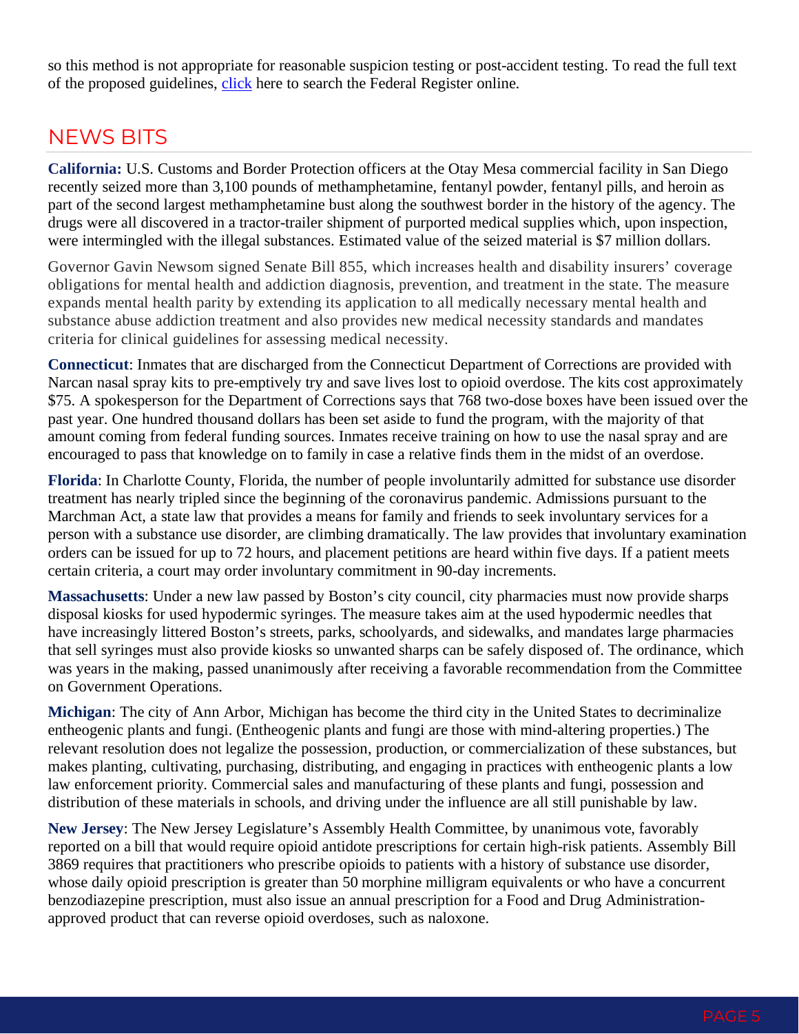so this method is not appropriate for reasonable suspicion testing or post-accident testing. To read the full text of the proposed guidelines, click here to search the Federal Register online.

## NEWS BITS

**California:** U.S. Customs and Border Protection officers at the Otay Mesa commercial facility in San Diego recently seized more than 3,100 pounds of methamphetamine, fentanyl powder, fentanyl pills, and heroin as part of the second largest methamphetamine bust along the southwest border in the history of the agency. The drugs were all discovered in a tractor-trailer shipment of purported medical supplies which, upon inspection, were intermingled with the illegal substances. Estimated value of the seized material is $7 million dollars.

Governor Gavin Newsom signed Senate Bill 855, which increases health and disability insurers' coverage obligations for mental health and addiction diagnosis, prevention, and treatment in the state. The measure expands mental health parity by extending its application to all medically necessary mental health and substance abuse addiction treatment and also provides new medical necessity standards and mandates criteria for clinical guidelines for assessing medical necessity.

**Connecticut**: Inmates that are discharged from the Connecticut Department of Corrections are provided with Narcan nasal spray kits to pre-emptively try and save lives lost to opioid overdose. The kits cost approximately $75. A spokesperson for the Department of Corrections says that 768 two-dose boxes have been issued over the past year. One hundred thousand dollars has been set aside to fund the program, with the majority of that amount coming from federal funding sources. Inmates receive training on how to use the nasal spray and are encouraged to pass that knowledge on to family in case a relative finds them in the midst of an overdose.

**Florida**: In Charlotte County, Florida, the number of people involuntarily admitted for substance use disorder treatment has nearly tripled since the beginning of the coronavirus pandemic. Admissions pursuant to the Marchman Act, a state law that provides a means for family and friends to seek involuntary services for a person with a substance use disorder, are climbing dramatically. The law provides that involuntary examination orders can be issued for up to 72 hours, and placement petitions are heard within five days. If a patient meets certain criteria, a court may order involuntary commitment in 90-day increments.

**Massachusetts**: Under a new law passed by Boston's city council, city pharmacies must now provide sharps disposal kiosks for used hypodermic syringes. The measure takes aim at the used hypodermic needles that have increasingly littered Boston's streets, parks, schoolyards, and sidewalks, and mandates large pharmacies that sell syringes must also provide kiosks so unwanted sharps can be safely disposed of. The ordinance, which was years in the making, passed unanimously after receiving a favorable recommendation from the Committee on Government Operations.

**Michigan**: The city of Ann Arbor, Michigan has become the third city in the United States to decriminalize entheogenic plants and fungi. (Entheogenic plants and fungi are those with mind-altering properties.) The relevant resolution does not legalize the possession, production, or commercialization of these substances, but makes planting, cultivating, purchasing, distributing, and engaging in practices with entheogenic plants a low law enforcement priority. Commercial sales and manufacturing of these plants and fungi, possession and distribution of these materials in schools, and driving under the influence are all still punishable by law.

**New Jersey**: The New Jersey Legislature's Assembly Health Committee, by unanimous vote, favorably reported on a bill that would require opioid antidote prescriptions for certain high-risk patients. Assembly Bill 3869 requires that practitioners who prescribe opioids to patients with a history of substance use disorder, whose daily opioid prescription is greater than 50 morphine milligram equivalents or who have a concurrent benzodiazepine prescription, must also issue an annual prescription for a Food and Drug Administration-approved product that can reverse opioid overdoses, such as naloxone.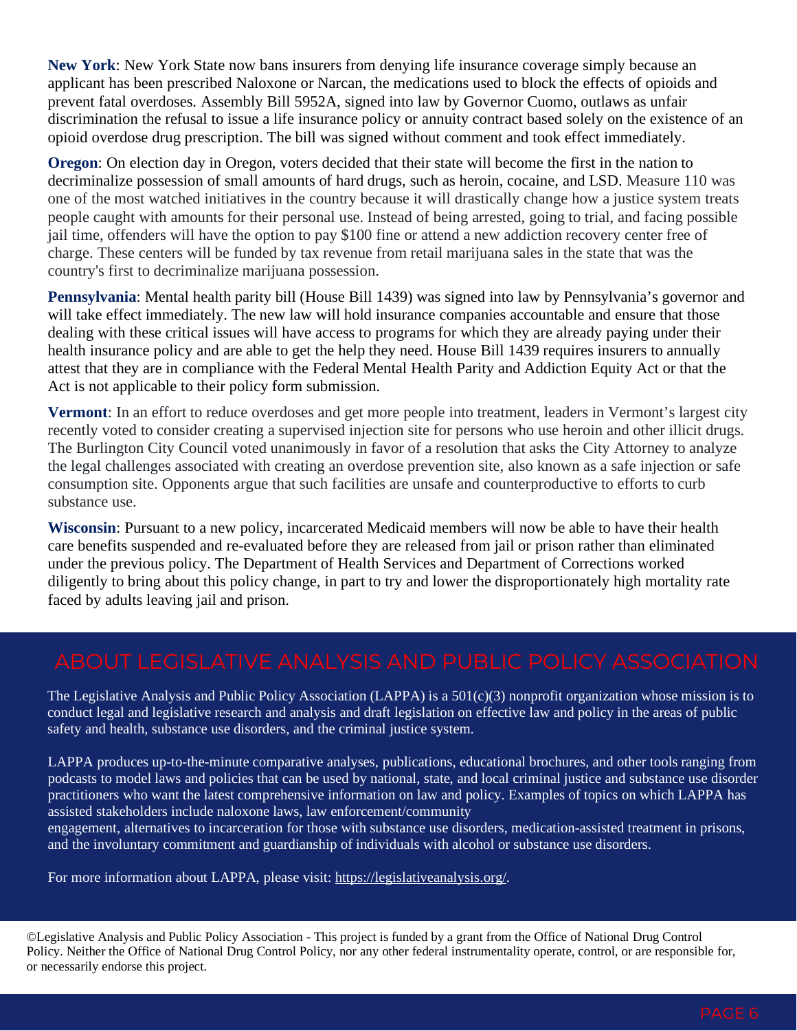**New York**: New York State now bans insurers from denying life insurance coverage simply because an applicant has been prescribed Naloxone or Narcan, the medications used to block the effects of opioids and prevent fatal overdoses. Assembly Bill 5952A, signed into law by Governor Cuomo, outlaws as unfair discrimination the refusal to issue a life insurance policy or annuity contract based solely on the existence of an opioid overdose drug prescription. The bill was signed without comment and took effect immediately.

**Oregon**: On election day in Oregon, voters decided that their state will become the first in the nation to decriminalize possession of small amounts of hard drugs, such as heroin, cocaine, and LSD. Measure 110 was one of the most watched initiatives in the country because it will drastically change how a justice system treats people caught with amounts for their personal use. Instead of being arrested, going to trial, and facing possible jail time, offenders will have the option to pay $100 fine or attend a new addiction recovery center free of charge. These centers will be funded by tax revenue from retail marijuana sales in the state that was the country's first to decriminalize marijuana possession.

**Pennsylvania**: Mental health parity bill (House Bill 1439) was signed into law by Pennsylvania's governor and will take effect immediately. The new law will hold insurance companies accountable and ensure that those dealing with these critical issues will have access to programs for which they are already paying under their health insurance policy and are able to get the help they need. House Bill 1439 requires insurers to annually attest that they are in compliance with the Federal Mental Health Parity and Addiction Equity Act or that the Act is not applicable to their policy form submission.

**Vermont**: In an effort to reduce overdoses and get more people into treatment, leaders in Vermont's largest city recently voted to consider creating a supervised injection site for persons who use heroin and other illicit drugs. The Burlington City Council voted unanimously in favor of a resolution that asks the City Attorney to analyze the legal challenges associated with creating an overdose prevention site, also known as a safe injection or safe consumption site. Opponents argue that such facilities are unsafe and counterproductive to efforts to curb substance use.

**Wisconsin**: Pursuant to a new policy, incarcerated Medicaid members will now be able to have their health care benefits suspended and re-evaluated before they are released from jail or prison rather than eliminated under the previous policy. The Department of Health Services and Department of Corrections worked diligently to bring about this policy change, in part to try and lower the disproportionately high mortality rate faced by adults leaving jail and prison.

## ABOUT LEGISLATIVE ANALYSIS AND PUBLIC POLICY ASSOCIATION

The Legislative Analysis and Public Policy Association (LAPPA) is a 501(c)(3) nonprofit organization whose mission is to conduct legal and legislative research and analysis and draft legislation on effective law and policy in the areas of public safety and health, substance use disorders, and the criminal justice system.

LAPPA produces up-to-the-minute comparative analyses, publications, educational brochures, and other tools ranging from podcasts to model laws and policies that can be used by national, state, and local criminal justice and substance use disorder practitioners who want the latest comprehensive information on law and policy. Examples of topics on which LAPPA has assisted stakeholders include naloxone laws, law enforcement/community engagement, alternatives to incarceration for those with substance use disorders, medication-assisted treatment in prisons, and the involuntary commitment and guardianship of individuals with alcohol or substance use disorders.

For more information about LAPPA, please visit: https://legislativeanalysis.org/.

©Legislative Analysis and Public Policy Association - This project is funded by a grant from the Office of National Drug Control Policy. Neither the Office of National Drug Control Policy, nor any other federal instrumentality operate, control, or are responsible for, or necessarily endorse this project.